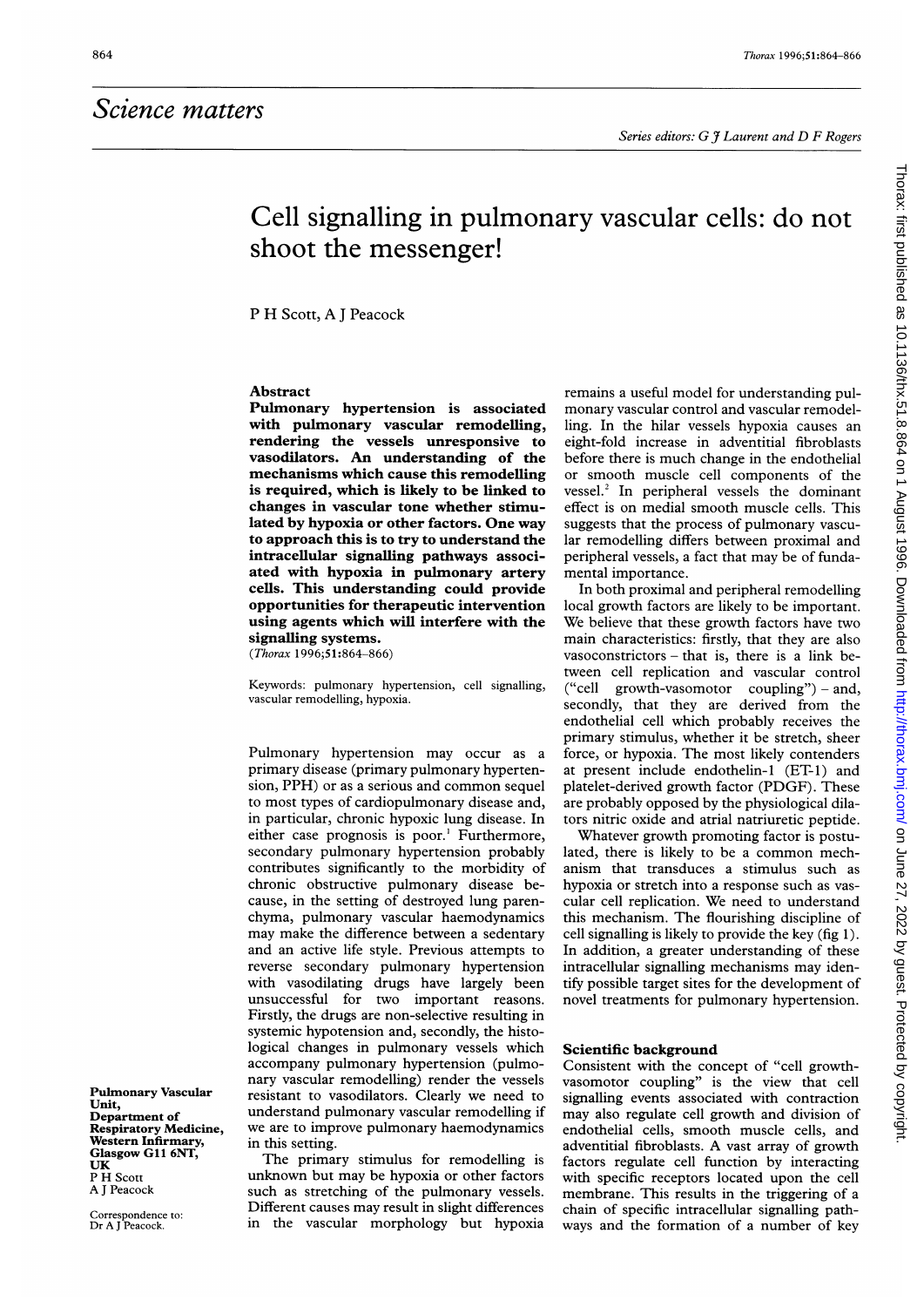*Science matters*

*Series editors: G J Laurent and D F Rogers*

# Cell signalling in pulmonary vascular cells: do not shoot the messenger!

P H Scott, A J Peacock

## Abstract

**Pulmonary hypertension is associated with pulmonary vascular remodelling, rendering the vessels unresponsive to vasodilators. An understanding of the mechanisms which cause this remodelling is required, which is likely to be linked to changes in vascular tone whether stimulated by hypoxia or other factors. One way to approach this is to try to understand the intracellular signalling pathways associated with hypoxia in pulmonary artery cells. This understanding could provide opportunities for therapeutic intervention using agents which will interfere with the signalling systems.**

(*Thorax* 1996;**51**:864–866)

Keywords: pulmonary hypertension, cell signalling, vascular remodelling, hypoxia.

**Pulmonary Vascular Unit, Department of Respiratory Medicine, Western Infirmary, Glasgow G11 6NT, UK**
P H Scott
A J Peacock

Correspondence to: Dr A J Peacock.

Pulmonary hypertension may occur as a primary disease (primary pulmonary hypertension, PPH) or as a serious and common sequel to most types of cardiopulmonary disease and, in particular, chronic hypoxic lung disease. In either case prognosis is poor.[1] Furthermore, secondary pulmonary hypertension probably contributes significantly to the morbidity of chronic obstructive pulmonary disease because, in the setting of destroyed lung parenchyma, pulmonary vascular haemodynamics may make the difference between a sedentary and an active life style. Previous attempts to reverse secondary pulmonary hypertension with vasodilating drugs have largely been unsuccessful for two important reasons. Firstly, the drugs are non-selective resulting in systemic hypotension and, secondly, the histological changes in pulmonary vessels which accompany pulmonary hypertension (pulmonary vascular remodelling) render the vessels resistant to vasodilators. Clearly we need to understand pulmonary vascular remodelling if we are to improve pulmonary haemodynamics in this setting.

The primary stimulus for remodelling is unknown but may be hypoxia or other factors such as stretching of the pulmonary vessels. Different causes may result in slight differences in the vascular morphology but hypoxia remains a useful model for understanding pulmonary vascular control and vascular remodelling. In the hilar vessels hypoxia causes an eight-fold increase in adventitial fibroblasts before there is much change in the endothelial or smooth muscle cell components of the vessel.[2] In peripheral vessels the dominant effect is on medial smooth muscle cells. This suggests that the process of pulmonary vascular remodelling differs between proximal and peripheral vessels, a fact that may be of fundamental importance.

In both proximal and peripheral remodelling local growth factors are likely to be important. We believe that these growth factors have two main characteristics: firstly, that they are also vasoconstrictors – that is, there is a link between cell replication and vascular control ("cell growth-vasomotor coupling") – and, secondly, that they are derived from the endothelial cell which probably receives the primary stimulus, whether it be stretch, sheer force, or hypoxia. The most likely contenders at present include endothelin-1 (ET-1) and platelet-derived growth factor (PDGF). These are probably opposed by the physiological dilators nitric oxide and atrial natriuretic peptide.

Whatever growth promoting factor is postulated, there is likely to be a common mechanism that transduces a stimulus such as hypoxia or stretch into a response such as vascular cell replication. We need to understand this mechanism. The flourishing discipline of cell signalling is likely to provide the key (fig 1). In addition, a greater understanding of these intracellular signalling mechanisms may identify possible target sites for the development of novel treatments for pulmonary hypertension.

## Scientific background

Consistent with the concept of "cell growth-vasomotor coupling" is the view that cell signalling events associated with contraction may also regulate cell growth and division of endothelial cells, smooth muscle cells, and adventitial fibroblasts. A vast array of growth factors regulate cell function by interacting with specific receptors located upon the cell membrane. This results in the triggering of a chain of specific intracellular signalling pathways and the formation of a number of key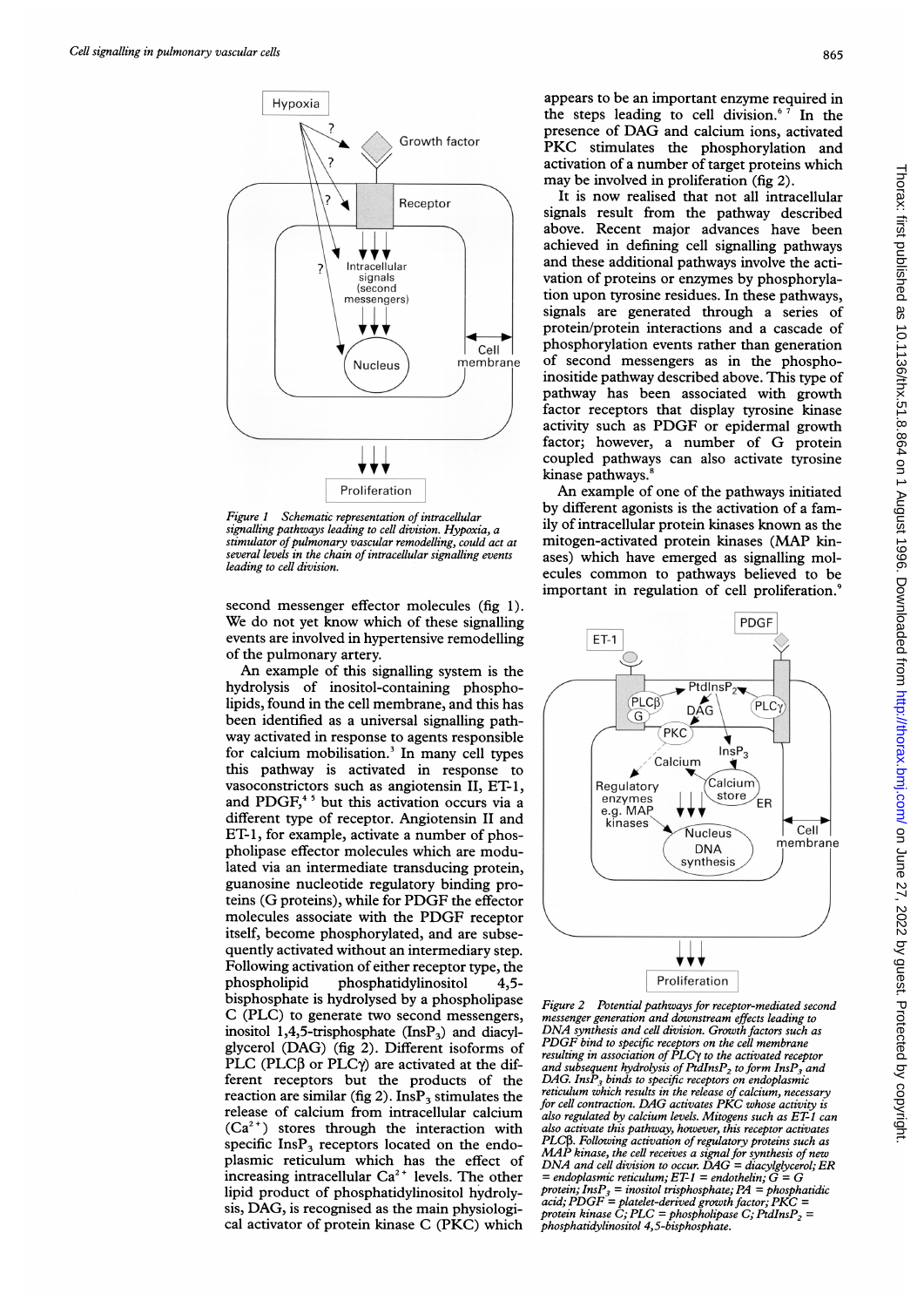Figure 1 Schematic representation of intracellular signalling pathways leading to cell division. Hypoxia, a stimulator of pulmonary vascular remodelling, could act at several levels in the chain of intracellular signalling events leading to cell division.

second messenger effector molecules (fig 1). We do not yet know which of these signalling events are involved in hypertensive remodelling of the pulmonary artery.

An example of this signalling system is the hydrolysis of inositol-containing phospholipids, found in the cell membrane, and this has been identified as a universal signalling pathway activated in response to agents responsible for calcium mobilisation.[3] In many cell types this pathway is activated in response to vasoconstrictors such as angiotensin II, ET-1, and PDGF,[4,5] but this activation occurs via a different type of receptor. Angiotensin II and ET-1, for example, activate a number of phospholipase effector molecules which are modulated via an intermediate transducing protein, guanosine nucleotide regulatory binding proteins (G proteins), while for PDGF the effector molecules associate with the PDGF receptor itself, become phosphorylated, and are subsequently activated without an intermediary step. Following activation of either receptor type, the phospholipid phosphatidylinositol 4,5-bisphosphate is hydrolysed by a phospholipase C (PLC) to generate two second messengers, inositol 1,4,5-trisphosphate ($InsP_3$) and diacylglycerol (DAG) (fig 2). Different isoforms of PLC (PLCβ or PLCγ) are activated at the different receptors but the products of the reaction are similar (fig 2). $InsP_3$ stimulates the release of calcium from intracellular calcium ($Ca^{2+}$) stores through the interaction with specific $InsP_3$ receptors located on the endoplasmic reticulum which has the effect of increasing intracellular $Ca^{2+}$ levels. The other lipid product of phosphatidylinositol hydrolysis, DAG, is recognised as the main physiological activator of protein kinase C (PKC) which appears to be an important enzyme required in the steps leading to cell division.[6,7] In the presence of DAG and calcium ions, activated PKC stimulates the phosphorylation and activation of a number of target proteins which may be involved in proliferation (fig 2).

It is now realised that not all intracellular signals result from the pathway described above. Recent major advances have been achieved in defining cell signalling pathways and these additional pathways involve the activation of proteins or enzymes by phosphorylation upon tyrosine residues. In these pathways, signals are generated through a series of protein/protein interactions and a cascade of phosphorylation events rather than generation of second messengers as in the phosphoinositide pathway described above. This type of pathway has been associated with growth factor receptors that display tyrosine kinase activity such as PDGF or epidermal growth factor; however, a number of G protein coupled pathways can also activate tyrosine kinase pathways.[8]

An example of one of the pathways initiated by different agonists is the activation of a family of intracellular protein kinases known as the mitogen-activated protein kinases (MAP kinases) which have emerged as signalling molecules common to pathways believed to be important in regulation of cell proliferation.[9]

Figure 2 Potential pathways for receptor-mediated second messenger generation and downstream effects leading to DNA synthesis and cell division. Growth factors such as PDGF bind to specific receptors on the cell membrane resulting in association of PLCγ to the activated receptor and subsequent hydrolysis of $PtdInsP_2$ to form $InsP_3$ and DAG. $InsP_3$ binds to specific receptors on endoplasmic reticulum which results in the release of calcium, necessary for cell contraction. DAG activates PKC whose activity is also regulated by calcium levels. Mitogens such as ET-1 can also activate this pathway, however, this receptor activates PLCβ. Following activation of regulatory proteins such as MAP kinase, the cell receives a signal for synthesis of new DNA and cell division to occur. DAG = diacylglycerol; ER = endoplasmic reticulum; ET-1 = endothelin; G = G protein; $InsP_3$ = inositol trisphosphate; PA = phosphatidic acid; PDGF = platelet-derived growth factor; PKC = protein kinase C; PLC = phospholipase C; $PtdInsP_2$ = phosphatidylinositol 4,5-bisphosphate.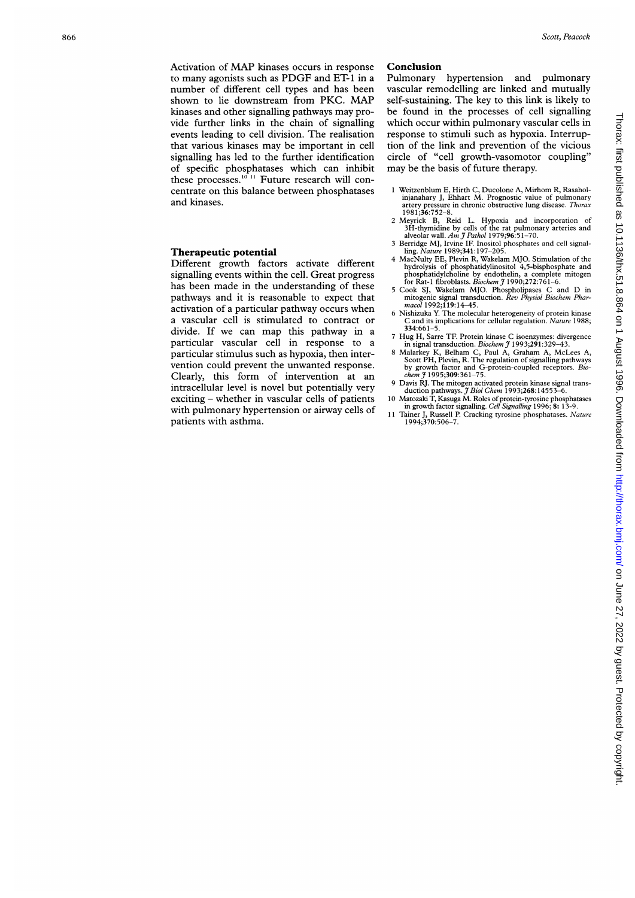Activation of MAP kinases occurs in response to many agonists such as PDGF and ET-1 in a number of different cell types and has been shown to lie downstream from PKC. MAP kinases and other signalling pathways may provide further links in the chain of signalling events leading to cell division. The realisation that various kinases may be important in cell signalling has led to the further identification of specific phosphatases which can inhibit these processes.[10 11] Future research will concentrate on this balance between phosphatases and kinases.

## Therapeutic potential

Different growth factors activate different signalling events within the cell. Great progress has been made in the understanding of these pathways and it is reasonable to expect that activation of a particular pathway occurs when a vascular cell is stimulated to contract or divide. If we can map this pathway in a particular vascular cell in response to a particular stimulus such as hypoxia, then intervention could prevent the unwanted response. Clearly, this form of intervention at an intracellular level is novel but potentially very exciting – whether in vascular cells of patients with pulmonary hypertension or airway cells of patients with asthma.

## Conclusion

Pulmonary hypertension and pulmonary vascular remodelling are linked and mutually self-sustaining. The key to this link is likely to be found in the processes of cell signalling which occur within pulmonary vascular cells in response to stimuli such as hypoxia. Interruption of the link and prevention of the vicious circle of "cell growth-vasomotor coupling" may be the basis of future therapy.

1 Weitzenblum E, Hirth C, Ducolone A, Mirhom R, Rasaholinjanahary J, Ehhart M. Prognostic value of pulmonary artery pressure in chronic obstructive lung disease. *Thorax* 1981;**36**:752–8.
2 Meyrick B, Reid L. Hypoxia and incorporation of 3H-thymidine by cells of the rat pulmonary arteries and alveolar wall. *Am J Pathol* 1979;**96**:51–70.
3 Berridge MJ, Irvine IF. Inositol phosphates and cell signalling. *Nature* 1989;**341**:197–205.
4 MacNulty EE, Plevin R, Wakelam MJO. Stimulation of the hydrolysis of phosphatidylinositol 4,5-bisphosphate and phosphatidylcholine by endothelin, a complete mitogen for Rat-1 fibroblasts. *Biochem J* 1990;**272**:761–6.
5 Cook SJ, Wakelam MJO. Phospholipases C and D in mitogenic signal transduction. *Rev Physiol Biochem Pharmacol* 1992;**119**:14–45.
6 Nishizuka Y. The molecular heterogeneity of protein kinase C and its implications for cellular regulation. *Nature* 1988; **334**:661–5.
7 Hug H, Sarre TF. Protein kinase C isoenzymes: divergence in signal transduction. *Biochem J* 1993;**291**:329–43.
8 Malarkey K, Belham C, Paul A, Graham A, McLees A, Scott PH, Plevin, R. The regulation of signalling pathways by growth factor and G-protein-coupled receptors. *Biochem J* 1995;**309**:361–75.
9 Davis RJ. The mitogen activated protein kinase signal transduction pathways. *J Biol Chem* 1993;**268**:14553–6.
10 Matozaki T, Kasuga M. Roles of protein-tyrosine phosphatases in growth factor signalling. *Cell Signalling* 1996; **8**: 13-9.
11 Tainer J, Russell P. Cracking tyrosine phosphatases. *Nature* 1994;**370**:506–7.